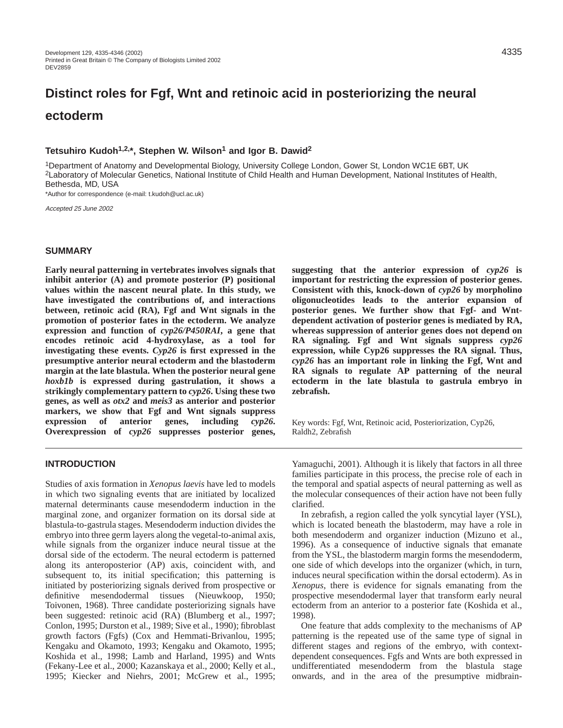# Distinct roles for Fgf, Wnt and retinoic acid in posteriorizing the neural ectoderm

**Tetsuhiro Kudoh[1,2,*], Stephen W. Wilson[1] and Igor B. Dawid[2]**

[1]Department of Anatomy and Developmental Biology, University College London, Gower St, London WC1E 6BT, UK
[2]Laboratory of Molecular Genetics, National Institute of Child Health and Human Development, National Institutes of Health, Bethesda, MD, USA

*Author for correspondence (e-mail: t.kudoh@ucl.ac.uk)

*Accepted 25 June 2002*

## SUMMARY

**Early neural patterning in vertebrates involves signals that inhibit anterior (A) and promote posterior (P) positional values within the nascent neural plate. In this study, we have investigated the contributions of, and interactions between, retinoic acid (RA), Fgf and Wnt signals in the promotion of posterior fates in the ectoderm. We analyze expression and function of *cyp26/P450RAI*, a gene that encodes retinoic acid 4-hydroxylase, as a tool for investigating these events. *Cyp26* is first expressed in the presumptive anterior neural ectoderm and the blastoderm margin at the late blastula. When the posterior neural gene *hoxb1b* is expressed during gastrulation, it shows a strikingly complementary pattern to *cyp26*. Using these two genes, as well as *otx2* and *meis3* as anterior and posterior markers, we show that Fgf and Wnt signals suppress expression of anterior genes, including *cyp26*. Overexpression of *cyp26* suppresses posterior genes, suggesting that the anterior expression of *cyp26* is important for restricting the expression of posterior genes. Consistent with this, knock-down of *cyp26* by morpholino oligonucleotides leads to the anterior expansion of posterior genes. We further show that Fgf- and Wnt-dependent activation of posterior genes is mediated by RA, whereas suppression of anterior genes does not depend on RA signaling. Fgf and Wnt signals suppress *cyp26* expression, while Cyp26 suppresses the RA signal. Thus, *cyp26* has an important role in linking the Fgf, Wnt and RA signals to regulate AP patterning of the neural ectoderm in the late blastula to gastrula embryo in zebrafish.**

Key words: Fgf, Wnt, Retinoic acid, Posteriorization, Cyp26, Raldh2, Zebrafish

## INTRODUCTION

Studies of axis formation in *Xenopus laevis* have led to models in which two signaling events that are initiated by localized maternal determinants cause mesendoderm induction in the marginal zone, and organizer formation on its dorsal side at blastula-to-gastrula stages. Mesendoderm induction divides the embryo into three germ layers along the vegetal-to-animal axis, while signals from the organizer induce neural tissue at the dorsal side of the ectoderm. The neural ectoderm is patterned along its anteroposterior (AP) axis, coincident with, and subsequent to, its initial specification; this patterning is initiated by posteriorizing signals derived from prospective or definitive mesendodermal tissues (Nieuwkoop, 1950; Toivonen, 1968). Three candidate posteriorizing signals have been suggested: retinoic acid (RA) (Blumberg et al., 1997; Conlon, 1995; Durston et al., 1989; Sive et al., 1990); fibroblast growth factors (Fgfs) (Cox and Hemmati-Brivanlou, 1995; Kengaku and Okamoto, 1993; Kengaku and Okamoto, 1995; Koshida et al., 1998; Lamb and Harland, 1995) and Wnts (Fekany-Lee et al., 2000; Kazanskaya et al., 2000; Kelly et al., 1995; Kiecker and Niehrs, 2001; McGrew et al., 1995; Yamaguchi, 2001). Although it is likely that factors in all three families participate in this process, the precise role of each in the temporal and spatial aspects of neural patterning as well as the molecular consequences of their action have not been fully clarified.

In zebrafish, a region called the yolk syncytial layer (YSL), which is located beneath the blastoderm, may have a role in both mesendoderm and organizer induction (Mizuno et al., 1996). As a consequence of inductive signals that emanate from the YSL, the blastoderm margin forms the mesendoderm, one side of which develops into the organizer (which, in turn, induces neural specification within the dorsal ectoderm). As in *Xenopus*, there is evidence for signals emanating from the prospective mesendodermal layer that transform early neural ectoderm from an anterior to a posterior fate (Koshida et al., 1998).

One feature that adds complexity to the mechanisms of AP patterning is the repeated use of the same type of signal in different stages and regions of the embryo, with context-dependent consequences. Fgfs and Wnts are both expressed in undifferentiated mesendoderm from the blastula stage onwards, and in the area of the presumptive midbrain-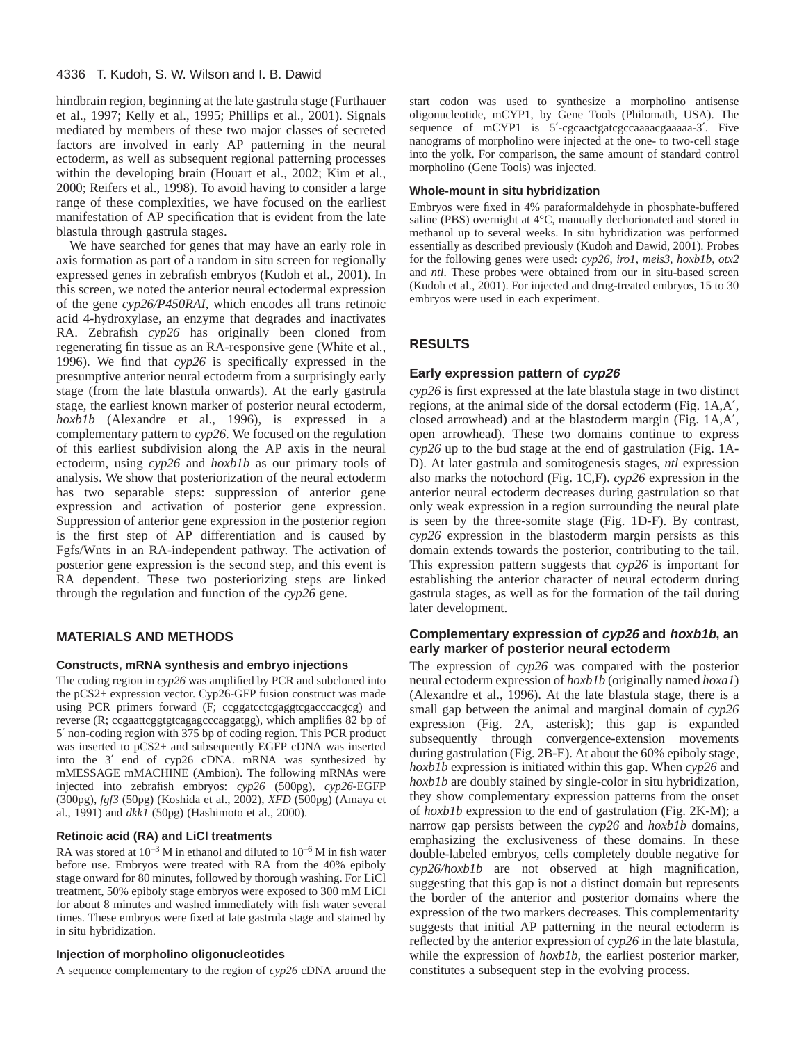hindbrain region, beginning at the late gastrula stage (Furthauer et al., 1997; Kelly et al., 1995; Phillips et al., 2001). Signals mediated by members of these two major classes of secreted factors are involved in early AP patterning in the neural ectoderm, as well as subsequent regional patterning processes within the developing brain (Houart et al., 2002; Kim et al., 2000; Reifers et al., 1998). To avoid having to consider a large range of these complexities, we have focused on the earliest manifestation of AP specification that is evident from the late blastula through gastrula stages.

We have searched for genes that may have an early role in axis formation as part of a random in situ screen for regionally expressed genes in zebrafish embryos (Kudoh et al., 2001). In this screen, we noted the anterior neural ectodermal expression of the gene *cyp26/P450RAI*, which encodes all trans retinoic acid 4-hydroxylase, an enzyme that degrades and inactivates RA. Zebrafish *cyp26* has originally been cloned from regenerating fin tissue as an RA-responsive gene (White et al., 1996). We find that *cyp26* is specifically expressed in the presumptive anterior neural ectoderm from a surprisingly early stage (from the late blastula onwards). At the early gastrula stage, the earliest known marker of posterior neural ectoderm, *hoxb1b* (Alexandre et al., 1996), is expressed in a complementary pattern to *cyp26*. We focused on the regulation of this earliest subdivision along the AP axis in the neural ectoderm, using *cyp26* and *hoxb1b* as our primary tools of analysis. We show that posteriorization of the neural ectoderm has two separable steps: suppression of anterior gene expression and activation of posterior gene expression. Suppression of anterior gene expression in the posterior region is the first step of AP differentiation and is caused by Fgfs/Wnts in an RA-independent pathway. The activation of posterior gene expression is the second step, and this event is RA dependent. These two posteriorizing steps are linked through the regulation and function of the *cyp26* gene.

## MATERIALS AND METHODS

### Constructs, mRNA synthesis and embryo injections

The coding region in *cyp26* was amplified by PCR and subcloned into the pCS2+ expression vector. Cyp26-GFP fusion construct was made using PCR primers forward (F; ccggatcctcgaggtcgacccacgcg) and reverse (R; ccgaattcggtgtcagagcccaggatgg), which amplifies 82 bp of 5′ non-coding region with 375 bp of coding region. This PCR product was inserted to pCS2+ and subsequently EGFP cDNA was inserted into the 3′ end of cyp26 cDNA. mRNA was synthesized by mMESSAGE mMACHINE (Ambion). The following mRNAs were injected into zebrafish embryos: *cyp26* (500pg), *cyp26*-EGFP (300pg), *fgf3* (50pg) (Koshida et al., 2002), *XFD* (500pg) (Amaya et al., 1991) and *dkk1* (50pg) (Hashimoto et al., 2000).

### Retinoic acid (RA) and LiCl treatments

RA was stored at $10^{-3}$ M in ethanol and diluted to $10^{-6}$ M in fish water before use. Embryos were treated with RA from the 40% epiboly stage onward for 80 minutes, followed by thorough washing. For LiCl treatment, 50% epiboly stage embryos were exposed to 300 mM LiCl for about 8 minutes and washed immediately with fish water several times. These embryos were fixed at late gastrula stage and stained by in situ hybridization.

### Injection of morpholino oligonucleotides

A sequence complementary to the region of *cyp26* cDNA around the start codon was used to synthesize a morpholino antisense oligonucleotide, mCYP1, by Gene Tools (Philomath, USA). The sequence of mCYP1 is 5′-cgcaactgatcgccaaaacgaaaaa-3′. Five nanograms of morpholino were injected at the one- to two-cell stage into the yolk. For comparison, the same amount of standard control morpholino (Gene Tools) was injected.

### Whole-mount in situ hybridization

Embryos were fixed in 4% paraformaldehyde in phosphate-buffered saline (PBS) overnight at 4°C, manually dechorionated and stored in methanol up to several weeks. In situ hybridization was performed essentially as described previously (Kudoh and Dawid, 2001). Probes for the following genes were used: *cyp26*, *iro1*, *meis3*, *hoxb1b*, *otx2* and *ntl*. These probes were obtained from our in situ-based screen (Kudoh et al., 2001). For injected and drug-treated embryos, 15 to 30 embryos were used in each experiment.

## RESULTS

### Early expression pattern of *cyp26*

*cyp26* is first expressed at the late blastula stage in two distinct regions, at the animal side of the dorsal ectoderm (Fig. 1A,A′, closed arrowhead) and at the blastoderm margin (Fig. 1A,A′, open arrowhead). These two domains continue to express *cyp26* up to the bud stage at the end of gastrulation (Fig. 1A-D). At later gastrula and somitogenesis stages, *ntl* expression also marks the notochord (Fig. 1C,F). *cyp26* expression in the anterior neural ectoderm decreases during gastrulation so that only weak expression in a region surrounding the neural plate is seen by the three-somite stage (Fig. 1D-F). By contrast, *cyp26* expression in the blastoderm margin persists as this domain extends towards the posterior, contributing to the tail. This expression pattern suggests that *cyp26* is important for establishing the anterior character of neural ectoderm during gastrula stages, as well as for the formation of the tail during later development.

### Complementary expression of *cyp26* and *hoxb1b*, an early marker of posterior neural ectoderm

The expression of *cyp26* was compared with the posterior neural ectoderm expression of *hoxb1b* (originally named *hoxa1*) (Alexandre et al., 1996). At the late blastula stage, there is a small gap between the animal and marginal domain of *cyp26* expression (Fig. 2A, asterisk); this gap is expanded subsequently through convergence-extension movements during gastrulation (Fig. 2B-E). At about the 60% epiboly stage, *hoxb1b* expression is initiated within this gap. When *cyp26* and *hoxb1b* are doubly stained by single-color in situ hybridization, they show complementary expression patterns from the onset of *hoxb1b* expression to the end of gastrulation (Fig. 2K-M); a narrow gap persists between the *cyp26* and *hoxb1b* domains, emphasizing the exclusiveness of these domains. In these double-labeled embryos, cells completely double negative for *cyp26/hoxb1b* are not observed at high magnification, suggesting that this gap is not a distinct domain but represents the border of the anterior and posterior domains where the expression of the two markers decreases. This complementarity suggests that initial AP patterning in the neural ectoderm is reflected by the anterior expression of *cyp26* in the late blastula, while the expression of *hoxb1b*, the earliest posterior marker, constitutes a subsequent step in the evolving process.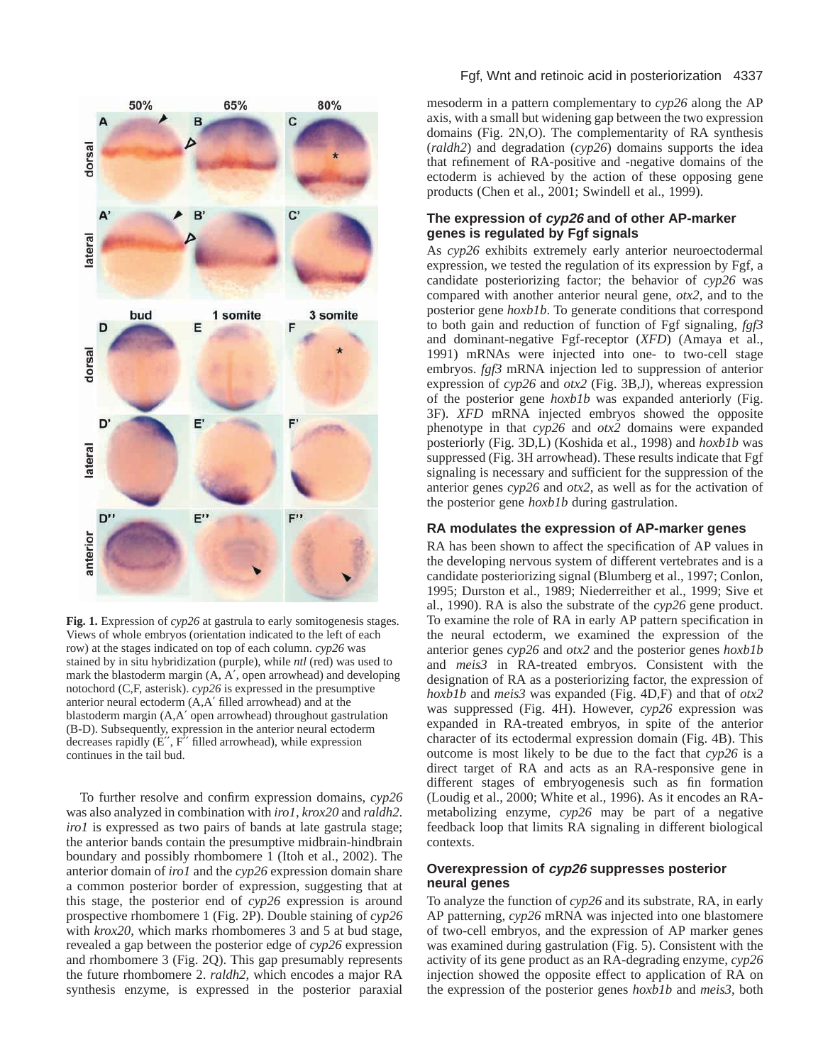**Fig. 1.** Expression of *cyp26* at gastrula to early somitogenesis stages. Views of whole embryos (orientation indicated to the left of each row) at the stages indicated on top of each column. *cyp26* was stained by in situ hybridization (purple), while *ntl* (red) was used to mark the blastoderm margin (A, A′, open arrowhead) and developing notochord (C,F, asterisk). *cyp26* is expressed in the presumptive anterior neural ectoderm (A,A′ filled arrowhead) and at the blastoderm margin (A,A′ open arrowhead) throughout gastrulation (B-D). Subsequently, expression in the anterior neural ectoderm decreases rapidly (E′′, F′′ filled arrowhead), while expression continues in the tail bud.

To further resolve and confirm expression domains, *cyp26* was also analyzed in combination with *iro1*, *krox20* and *raldh2*. *iro1* is expressed as two pairs of bands at late gastrula stage; the anterior bands contain the presumptive midbrain-hindbrain boundary and possibly rhombomere 1 (Itoh et al., 2002). The anterior domain of *iro1* and the *cyp26* expression domain share a common posterior border of expression, suggesting that at this stage, the posterior end of *cyp26* expression is around prospective rhombomere 1 (Fig. 2P). Double staining of *cyp26* with *krox20*, which marks rhombomeres 3 and 5 at bud stage, revealed a gap between the posterior edge of *cyp26* expression and rhombomere 3 (Fig. 2Q). This gap presumably represents the future rhombomere 2. *raldh2*, which encodes a major RA synthesis enzyme, is expressed in the posterior paraxial mesoderm in a pattern complementary to *cyp26* along the AP axis, with a small but widening gap between the two expression domains (Fig. 2N,O). The complementarity of RA synthesis (*raldh2*) and degradation (*cyp26*) domains supports the idea that refinement of RA-positive and -negative domains of the ectoderm is achieved by the action of these opposing gene products (Chen et al., 2001; Swindell et al., 1999).

### The expression of *cyp26* and of other AP-marker genes is regulated by Fgf signals

As *cyp26* exhibits extremely early anterior neuroectodermal expression, we tested the regulation of its expression by Fgf, a candidate posteriorizing factor; the behavior of *cyp26* was compared with another anterior neural gene, *otx2*, and to the posterior gene *hoxb1b*. To generate conditions that correspond to both gain and reduction of function of Fgf signaling, *fgf3* and dominant-negative Fgf-receptor (*XFD*) (Amaya et al., 1991) mRNAs were injected into one- to two-cell stage embryos. *fgf3* mRNA injection led to suppression of anterior expression of *cyp26* and *otx2* (Fig. 3B,J), whereas expression of the posterior gene *hoxb1b* was expanded anteriorly (Fig. 3F). *XFD* mRNA injected embryos showed the opposite phenotype in that *cyp26* and *otx2* domains were expanded posteriorly (Fig. 3D,L) (Koshida et al., 1998) and *hoxb1b* was suppressed (Fig. 3H arrowhead). These results indicate that Fgf signaling is necessary and sufficient for the suppression of the anterior genes *cyp26* and *otx2*, as well as for the activation of the posterior gene *hoxb1b* during gastrulation.

### RA modulates the expression of AP-marker genes

RA has been shown to affect the specification of AP values in the developing nervous system of different vertebrates and is a candidate posteriorizing signal (Blumberg et al., 1997; Conlon, 1995; Durston et al., 1989; Niederreither et al., 1999; Sive et al., 1990). RA is also the substrate of the *cyp26* gene product. To examine the role of RA in early AP pattern specification in the neural ectoderm, we examined the expression of the anterior genes *cyp26* and *otx2* and the posterior genes *hoxb1b* and *meis3* in RA-treated embryos. Consistent with the designation of RA as a posteriorizing factor, the expression of *hoxb1b* and *meis3* was expanded (Fig. 4D,F) and that of *otx2* was suppressed (Fig. 4H). However, *cyp26* expression was expanded in RA-treated embryos, in spite of the anterior character of its ectodermal expression domain (Fig. 4B). This outcome is most likely to be due to the fact that *cyp26* is a direct target of RA and acts as an RA-responsive gene in different stages of embryogenesis such as fin formation (Loudig et al., 2000; White et al., 1996). As it encodes an RA-metabolizing enzyme, *cyp26* may be part of a negative feedback loop that limits RA signaling in different biological contexts.

### Overexpression of *cyp26* suppresses posterior neural genes

To analyze the function of *cyp26* and its substrate, RA, in early AP patterning, *cyp26* mRNA was injected into one blastomere of two-cell embryos, and the expression of AP marker genes was examined during gastrulation (Fig. 5). Consistent with the activity of its gene product as an RA-degrading enzyme, *cyp26* injection showed the opposite effect to application of RA on the expression of the posterior genes *hoxb1b* and *meis3*, both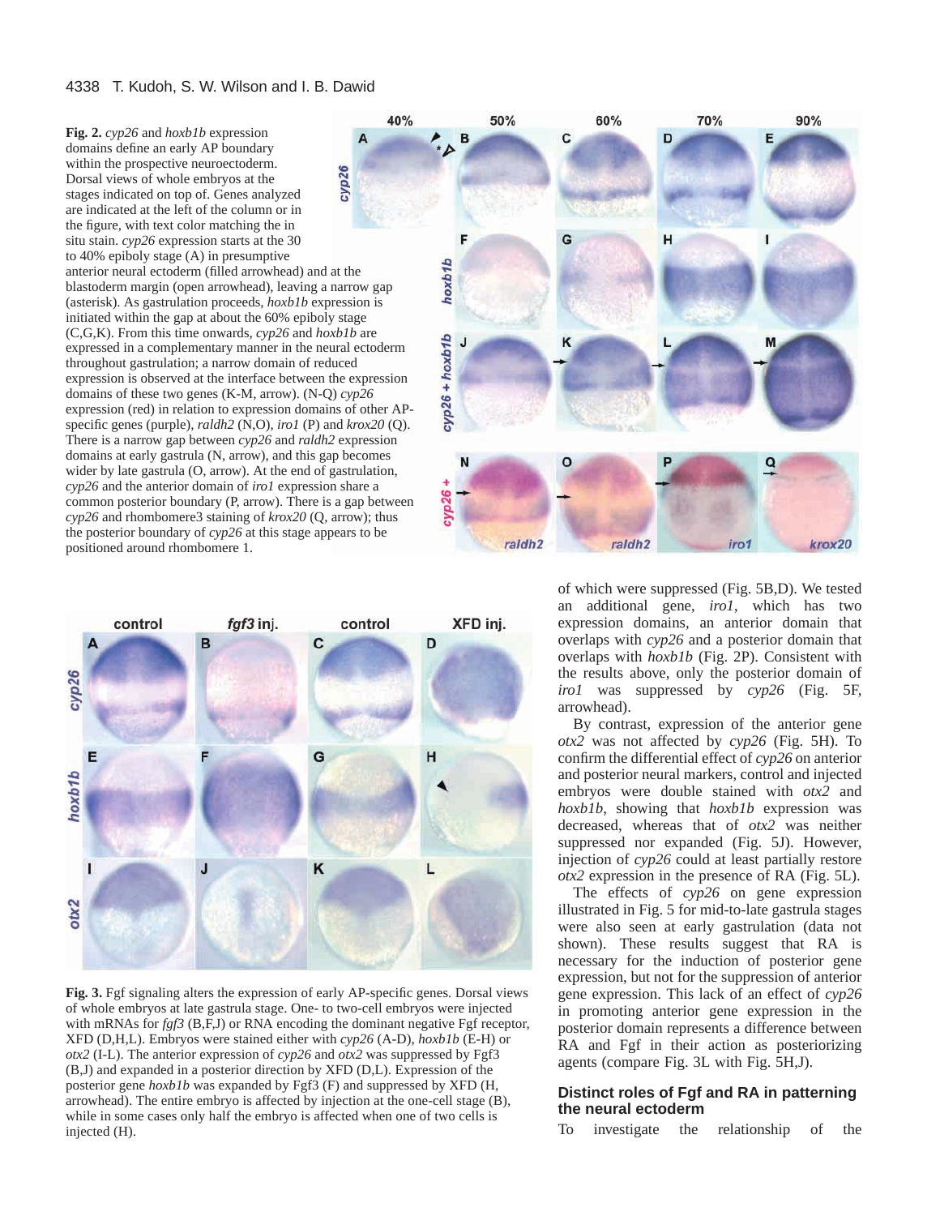**Fig. 2.** *cyp26* and *hoxb1b* expression domains define an early AP boundary within the prospective neuroectoderm. Dorsal views of whole embryos at the stages indicated on top of. Genes analyzed are indicated at the left of the column or in the figure, with text color matching the in situ stain. *cyp26* expression starts at the 30 to 40% epiboly stage (A) in presumptive anterior neural ectoderm (filled arrowhead) and at the blastoderm margin (open arrowhead), leaving a narrow gap (asterisk). As gastrulation proceeds, *hoxb1b* expression is initiated within the gap at about the 60% epiboly stage (C,G,K). From this time onwards, *cyp26* and *hoxb1b* are expressed in a complementary manner in the neural ectoderm throughout gastrulation; a narrow domain of reduced expression is observed at the interface between the expression domains of these two genes (K-M, arrow). (N-Q) *cyp26* expression (red) in relation to expression domains of other AP-specific genes (purple), *raldh2* (N,O), *iro1* (P) and *krox20* (Q). There is a narrow gap between *cyp26* and *raldh2* expression domains at early gastrula (N, arrow), and this gap becomes wider by late gastrula (O, arrow). At the end of gastrulation, *cyp26* and the anterior domain of *iro1* expression share a common posterior boundary (P, arrow). There is a gap between *cyp26* and rhombomere3 staining of *krox20* (Q, arrow); thus the posterior boundary of *cyp26* at this stage appears to be positioned around rhombomere 1.

**Fig. 3.** Fgf signaling alters the expression of early AP-specific genes. Dorsal views of whole embryos at late gastrula stage. One- to two-cell embryos were injected with mRNAs for *fgf3* (B,F,J) or RNA encoding the dominant negative Fgf receptor, XFD (D,H,L). Embryos were stained either with *cyp26* (A-D), *hoxb1b* (E-H) or *otx2* (I-L). The anterior expression of *cyp26* and *otx2* was suppressed by Fgf3 (B,J) and expanded in a posterior direction by XFD (D,L). Expression of the posterior gene *hoxb1b* was expanded by Fgf3 (F) and suppressed by XFD (H, arrowhead). The entire embryo is affected by injection at the one-cell stage (B), while in some cases only half the embryo is affected when one of two cells is injected (H).

of which were suppressed (Fig. 5B,D). We tested an additional gene, *iro1*, which has two expression domains, an anterior domain that overlaps with *cyp26* and a posterior domain that overlaps with *hoxb1b* (Fig. 2P). Consistent with the results above, only the posterior domain of *iro1* was suppressed by *cyp26* (Fig. 5F, arrowhead).

By contrast, expression of the anterior gene *otx2* was not affected by *cyp26* (Fig. 5H). To confirm the differential effect of *cyp26* on anterior and posterior neural markers, control and injected embryos were double stained with *otx2* and *hoxb1b*, showing that *hoxb1b* expression was decreased, whereas that of *otx2* was neither suppressed nor expanded (Fig. 5J). However, injection of *cyp26* could at least partially restore *otx2* expression in the presence of RA (Fig. 5L).

The effects of *cyp26* on gene expression illustrated in Fig. 5 for mid-to-late gastrula stages were also seen at early gastrulation (data not shown). These results suggest that RA is necessary for the induction of posterior gene expression, but not for the suppression of anterior gene expression. This lack of an effect of *cyp26* in promoting anterior gene expression in the posterior domain represents a difference between RA and Fgf in their action as posteriorizing agents (compare Fig. 3L with Fig. 5H,J).

### Distinct roles of Fgf and RA in patterning the neural ectoderm

To investigate the relationship of the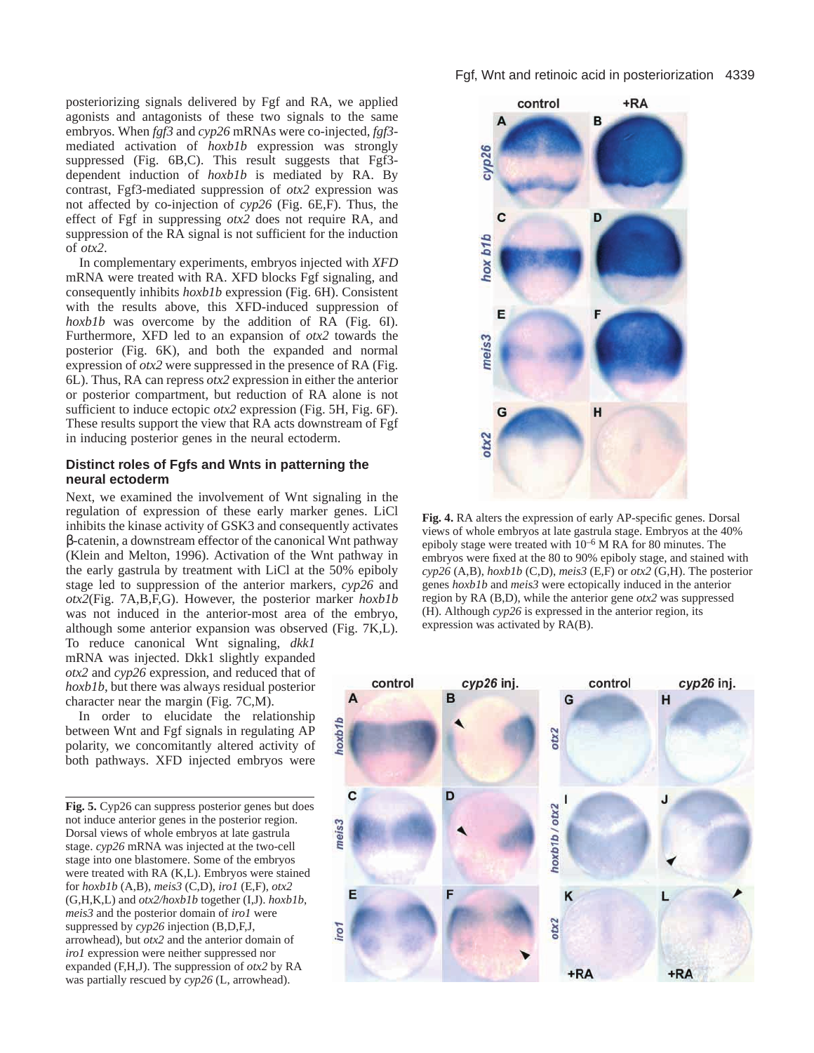posteriorizing signals delivered by Fgf and RA, we applied agonists and antagonists of these two signals to the same embryos. When *fgf3* and *cyp26* mRNAs were co-injected, *fgf3*-mediated activation of *hoxb1b* expression was strongly suppressed (Fig. 6B,C). This result suggests that Fgf3-dependent induction of *hoxb1b* is mediated by RA. By contrast, Fgf3-mediated suppression of *otx2* expression was not affected by co-injection of *cyp26* (Fig. 6E,F). Thus, the effect of Fgf in suppressing *otx2* does not require RA, and suppression of the RA signal is not sufficient for the induction of *otx2*.

In complementary experiments, embryos injected with *XFD* mRNA were treated with RA. XFD blocks Fgf signaling, and consequently inhibits *hoxb1b* expression (Fig. 6H). Consistent with the results above, this XFD-induced suppression of *hoxb1b* was overcome by the addition of RA (Fig. 6I). Furthermore, XFD led to an expansion of *otx2* towards the posterior (Fig. 6K), and both the expanded and normal expression of *otx2* were suppressed in the presence of RA (Fig. 6L). Thus, RA can repress *otx2* expression in either the anterior or posterior compartment, but reduction of RA alone is not sufficient to induce ectopic *otx2* expression (Fig. 5H, Fig. 6F). These results support the view that RA acts downstream of Fgf in inducing posterior genes in the neural ectoderm.

### Distinct roles of Fgfs and Wnts in patterning the neural ectoderm

Next, we examined the involvement of Wnt signaling in the regulation of expression of these early marker genes. LiCl inhibits the kinase activity of GSK3 and consequently activates β-catenin, a downstream effector of the canonical Wnt pathway (Klein and Melton, 1996). Activation of the Wnt pathway in the early gastrula by treatment with LiCl at the 50% epiboly stage led to suppression of the anterior markers, *cyp26* and *otx2*(Fig. 7A,B,F,G). However, the posterior marker *hoxb1b* was not induced in the anterior-most area of the embryo, although some anterior expansion was observed (Fig. 7K,L). To reduce canonical Wnt signaling, *dkk1* mRNA was injected. Dkk1 slightly expanded *otx2* and *cyp26* expression, and reduced that of *hoxb1b*, but there was always residual posterior character near the margin (Fig. 7C,M).

In order to elucidate the relationship between Wnt and Fgf signals in regulating AP polarity, we concomitantly altered activity of both pathways. XFD injected embryos were

**Fig. 4.** RA alters the expression of early AP-specific genes. Dorsal views of whole embryos at late gastrula stage. Embryos at the 40% epiboly stage were treated with $10^{-6}$ M RA for 80 minutes. The embryos were fixed at the 80 to 90% epiboly stage, and stained with *cyp26* (A,B), *hoxb1b* (C,D), *meis3* (E,F) or *otx2* (G,H). The posterior genes *hoxb1b* and *meis3* were ectopically induced in the anterior region by RA (B,D), while the anterior gene *otx2* was suppressed (H). Although *cyp26* is expressed in the anterior region, its expression was activated by RA(B).

**Fig. 5.** Cyp26 can suppress posterior genes but does not induce anterior genes in the posterior region. Dorsal views of whole embryos at late gastrula stage. *cyp26* mRNA was injected at the two-cell stage into one blastomere. Some of the embryos were treated with RA (K,L). Embryos were stained for *hoxb1b* (A,B), *meis3* (C,D), *iro1* (E,F), *otx2* (G,H,K,L) and *otx2/hoxb1b* together (I,J). *hoxb1b*, *meis3* and the posterior domain of *iro1* were suppressed by *cyp26* injection (B,D,F,J, arrowhead), but *otx2* and the anterior domain of *iro1* expression were neither suppressed nor expanded (F,H,J). The suppression of *otx2* by RA was partially rescued by *cyp26* (L, arrowhead).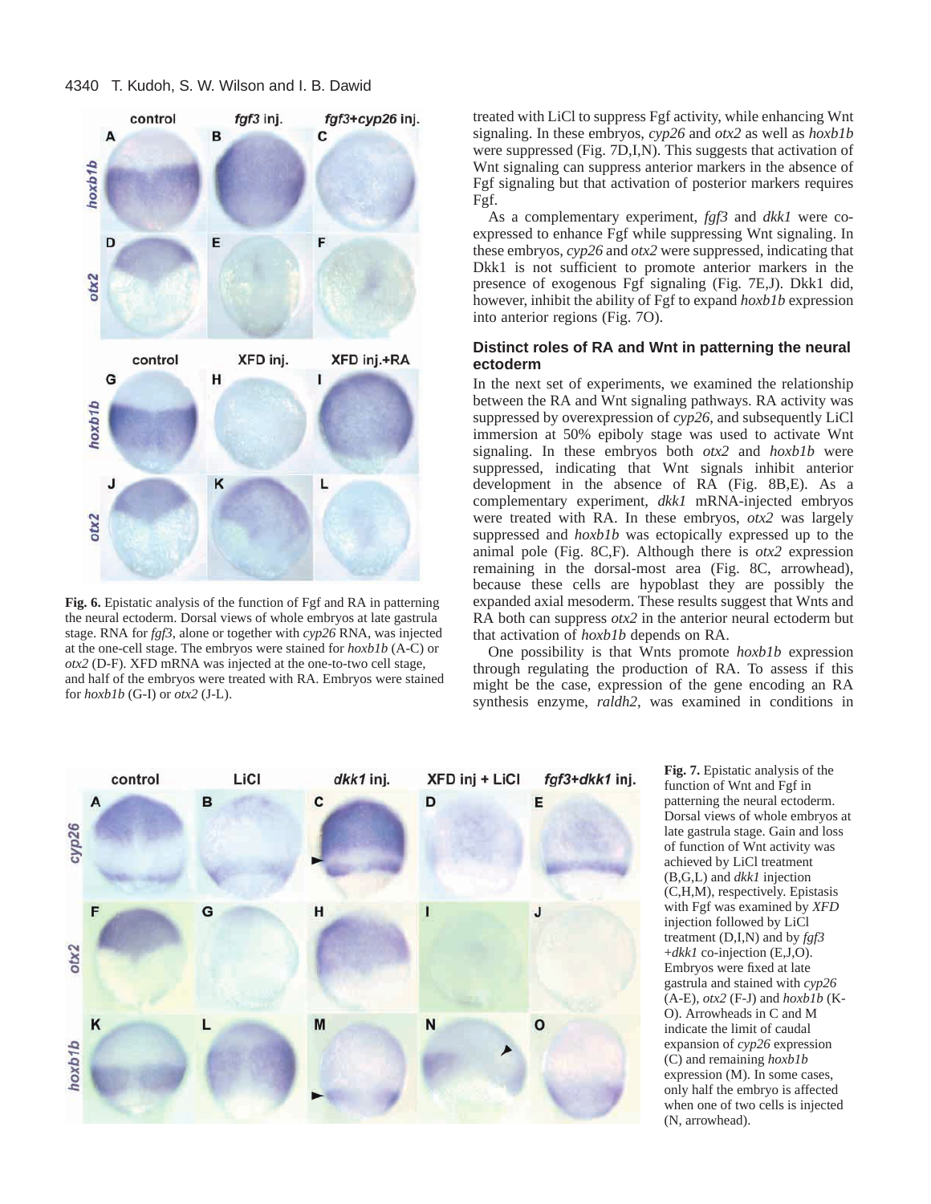**Fig. 6.** Epistatic analysis of the function of Fgf and RA in patterning the neural ectoderm. Dorsal views of whole embryos at late gastrula stage. RNA for *fgf3*, alone or together with *cyp26* RNA, was injected at the one-cell stage. The embryos were stained for *hoxb1b* (A-C) or *otx2* (D-F). XFD mRNA was injected at the one-to-two cell stage, and half of the embryos were treated with RA. Embryos were stained for *hoxb1b* (G-I) or *otx2* (J-L).

treated with LiCl to suppress Fgf activity, while enhancing Wnt signaling. In these embryos, *cyp26* and *otx2* as well as *hoxb1b* were suppressed (Fig. 7D,I,N). This suggests that activation of Wnt signaling can suppress anterior markers in the absence of Fgf signaling but that activation of posterior markers requires Fgf.

As a complementary experiment, *fgf3* and *dkk1* were co-expressed to enhance Fgf while suppressing Wnt signaling. In these embryos, *cyp26* and *otx2* were suppressed, indicating that Dkk1 is not sufficient to promote anterior markers in the presence of exogenous Fgf signaling (Fig. 7E,J). Dkk1 did, however, inhibit the ability of Fgf to expand *hoxb1b* expression into anterior regions (Fig. 7O).

### Distinct roles of RA and Wnt in patterning the neural ectoderm

In the next set of experiments, we examined the relationship between the RA and Wnt signaling pathways. RA activity was suppressed by overexpression of *cyp26*, and subsequently LiCl immersion at 50% epiboly stage was used to activate Wnt signaling. In these embryos both *otx2* and *hoxb1b* were suppressed, indicating that Wnt signals inhibit anterior development in the absence of RA (Fig. 8B,E). As a complementary experiment, *dkk1* mRNA-injected embryos were treated with RA. In these embryos, *otx2* was largely suppressed and *hoxb1b* was ectopically expressed up to the animal pole (Fig. 8C,F). Although there is *otx2* expression remaining in the dorsal-most area (Fig. 8C, arrowhead), because these cells are hypoblast they are possibly the expanded axial mesoderm. These results suggest that Wnts and RA both can suppress *otx2* in the anterior neural ectoderm but that activation of *hoxb1b* depends on RA.

One possibility is that Wnts promote *hoxb1b* expression through regulating the production of RA. To assess if this might be the case, expression of the gene encoding an RA synthesis enzyme, *raldh2*, was examined in conditions in

**Fig. 7.** Epistatic analysis of the function of Wnt and Fgf in patterning the neural ectoderm. Dorsal views of whole embryos at late gastrula stage. Gain and loss of function of Wnt activity was achieved by LiCl treatment (B,G,L) and *dkk1* injection (C,H,M), respectively. Epistasis with Fgf was examined by *XFD* injection followed by LiCl treatment (D,I,N) and by *fgf3* +*dkk1* co-injection (E,J,O). Embryos were fixed at late gastrula and stained with *cyp26* (A-E), *otx2* (F-J) and *hoxb1b* (K-O). Arrowheads in C and M indicate the limit of caudal expansion of *cyp26* expression (C) and remaining *hoxb1b* expression (M). In some cases, only half the embryo is affected when one of two cells is injected (N, arrowhead).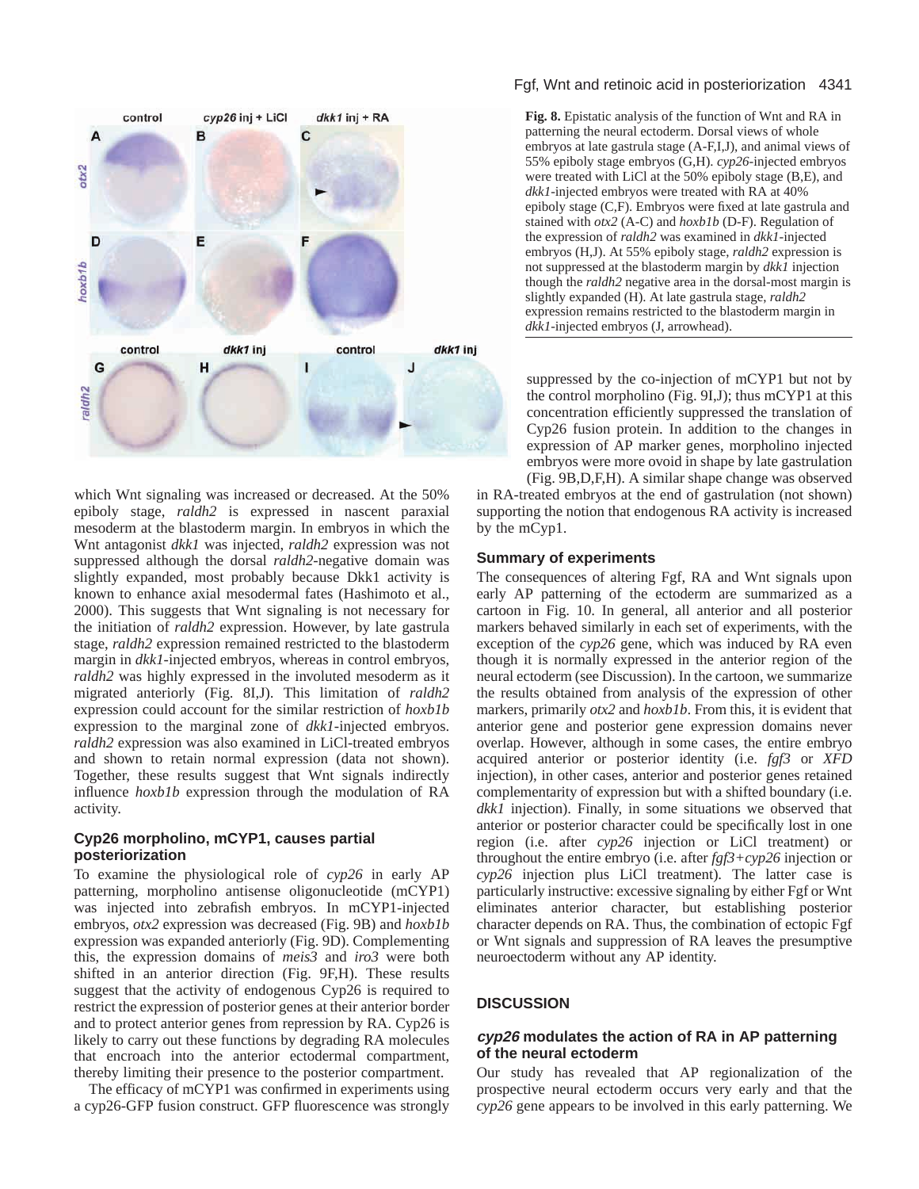**Fig. 8.** Epistatic analysis of the function of Wnt and RA in patterning the neural ectoderm. Dorsal views of whole embryos at late gastrula stage (A-F,I,J), and animal views of 55% epiboly stage embryos (G,H). *cyp26*-injected embryos were treated with LiCl at the 50% epiboly stage (B,E), and *dkk1*-injected embryos were treated with RA at 40% epiboly stage (C,F). Embryos were fixed at late gastrula and stained with *otx2* (A-C) and *hoxb1b* (D-F). Regulation of the expression of *raldh2* was examined in *dkk1*-injected embryos (H,J). At 55% epiboly stage, *raldh2* expression is not suppressed at the blastoderm margin by *dkk1* injection though the *raldh2* negative area in the dorsal-most margin is slightly expanded (H). At late gastrula stage, *raldh2* expression remains restricted to the blastoderm margin in *dkk1*-injected embryos (J, arrowhead).

which Wnt signaling was increased or decreased. At the 50% epiboly stage, *raldh2* is expressed in nascent paraxial mesoderm at the blastoderm margin. In embryos in which the Wnt antagonist *dkk1* was injected, *raldh2* expression was not suppressed although the dorsal *raldh2*-negative domain was slightly expanded, most probably because Dkk1 activity is known to enhance axial mesodermal fates (Hashimoto et al., 2000). This suggests that Wnt signaling is not necessary for the initiation of *raldh2* expression. However, by late gastrula stage, *raldh2* expression remained restricted to the blastoderm margin in *dkk1*-injected embryos, whereas in control embryos, *raldh2* was highly expressed in the involuted mesoderm as it migrated anteriorly (Fig. 8I,J). This limitation of *raldh2* expression could account for the similar restriction of *hoxb1b* expression to the marginal zone of *dkk1*-injected embryos. *raldh2* expression was also examined in LiCl-treated embryos and shown to retain normal expression (data not shown). Together, these results suggest that Wnt signals indirectly influence *hoxb1b* expression through the modulation of RA activity.

### Cyp26 morpholino, mCYP1, causes partial posteriorization

To examine the physiological role of *cyp26* in early AP patterning, morpholino antisense oligonucleotide (mCYP1) was injected into zebrafish embryos. In mCYP1-injected embryos, *otx2* expression was decreased (Fig. 9B) and *hoxb1b* expression was expanded anteriorly (Fig. 9D). Complementing this, the expression domains of *meis3* and *iro3* were both shifted in an anterior direction (Fig. 9F,H). These results suggest that the activity of endogenous Cyp26 is required to restrict the expression of posterior genes at their anterior border and to protect anterior genes from repression by RA. Cyp26 is likely to carry out these functions by degrading RA molecules that encroach into the anterior ectodermal compartment, thereby limiting their presence to the posterior compartment.

The efficacy of mCYP1 was confirmed in experiments using a cyp26-GFP fusion construct. GFP fluorescence was strongly suppressed by the co-injection of mCYP1 but not by the control morpholino (Fig. 9I,J); thus mCYP1 at this concentration efficiently suppressed the translation of Cyp26 fusion protein. In addition to the changes in expression of AP marker genes, morpholino injected embryos were more ovoid in shape by late gastrulation (Fig. 9B,D,F,H). A similar shape change was observed in RA-treated embryos at the end of gastrulation (not shown) supporting the notion that endogenous RA activity is increased by the mCyp1.

### Summary of experiments

The consequences of altering Fgf, RA and Wnt signals upon early AP patterning of the ectoderm are summarized as a cartoon in Fig. 10. In general, all anterior and all posterior markers behaved similarly in each set of experiments, with the exception of the *cyp26* gene, which was induced by RA even though it is normally expressed in the anterior region of the neural ectoderm (see Discussion). In the cartoon, we summarize the results obtained from analysis of the expression of other markers, primarily *otx2* and *hoxb1b*. From this, it is evident that anterior gene and posterior gene expression domains never overlap. However, although in some cases, the entire embryo acquired anterior or posterior identity (i.e. *fgf3* or *XFD* injection), in other cases, anterior and posterior genes retained complementarity of expression but with a shifted boundary (i.e. *dkk1* injection). Finally, in some situations we observed that anterior or posterior character could be specifically lost in one region (i.e. after *cyp26* injection or LiCl treatment) or throughout the entire embryo (i.e. after *fgf3+cyp26* injection or *cyp26* injection plus LiCl treatment). The latter case is particularly instructive: excessive signaling by either Fgf or Wnt eliminates anterior character, but establishing posterior character depends on RA. Thus, the combination of ectopic Fgf or Wnt signals and suppression of RA leaves the presumptive neuroectoderm without any AP identity.

## DISCUSSION

### *cyp26* modulates the action of RA in AP patterning of the neural ectoderm

Our study has revealed that AP regionalization of the prospective neural ectoderm occurs very early and that the *cyp26* gene appears to be involved in this early patterning. We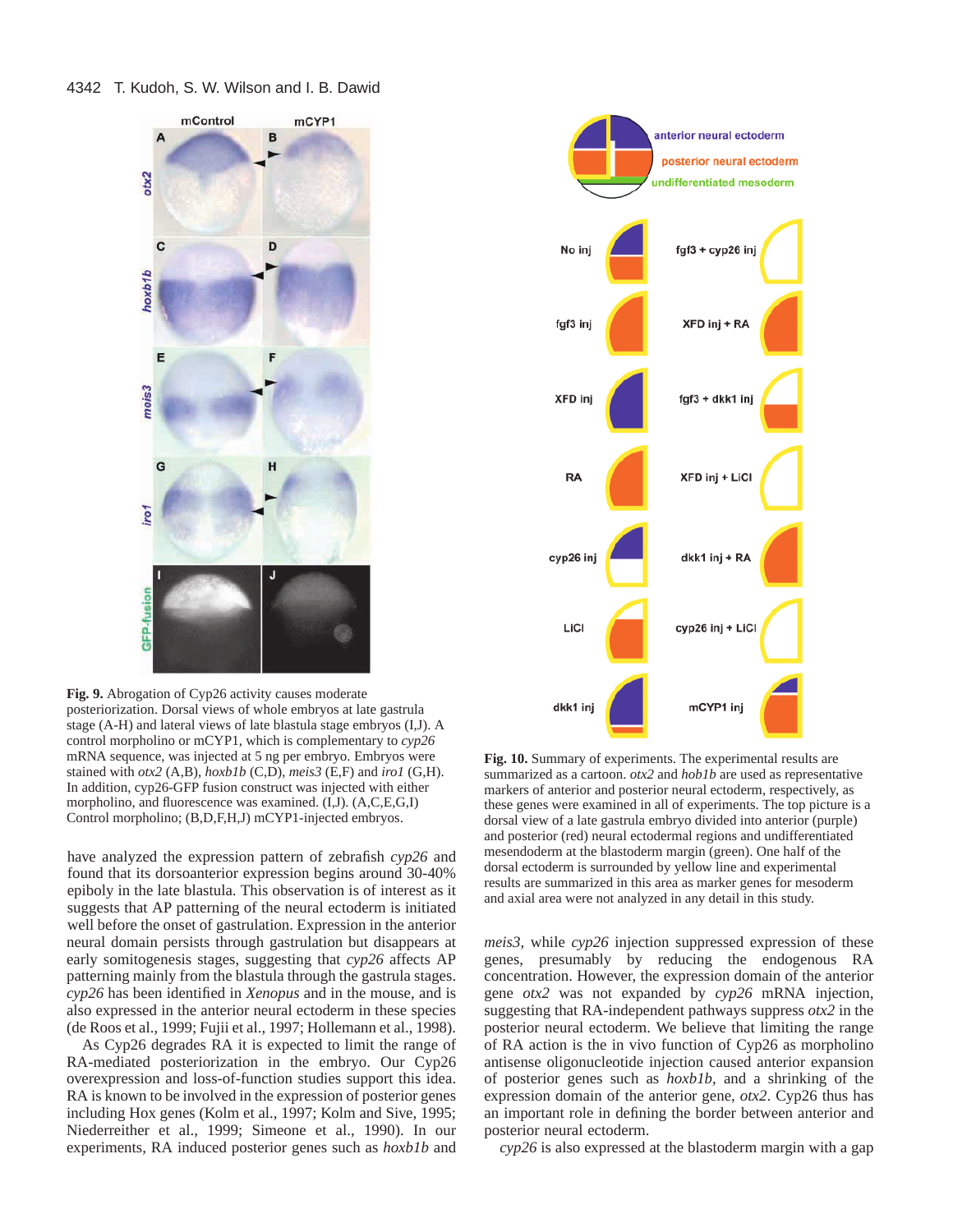**Fig. 9.** Abrogation of Cyp26 activity causes moderate posteriorization. Dorsal views of whole embryos at late gastrula stage (A-H) and lateral views of late blastula stage embryos (I,J). A control morpholino or mCYP1, which is complementary to *cyp26* mRNA sequence, was injected at 5 ng per embryo. Embryos were stained with *otx2* (A,B), *hoxb1b* (C,D), *meis3* (E,F) and *iro1* (G,H). In addition, cyp26-GFP fusion construct was injected with either control morpholino, and fluorescence was examined. (I,J). (A,C,E,G,I) Control morpholino; (B,D,F,H,J) mCYP1-injected embryos.

**Fig. 10.** Summary of experiments. The experimental results are summarized as a cartoon. *otx2* and *hob1b* are used as representative markers of anterior and posterior neural ectoderm, respectively, as these genes were examined in all of experiments. The top picture is a dorsal view of a late gastrula embryo divided into anterior (purple) and posterior (red) neural ectodermal regions and undifferentiated mesendoderm at the blastoderm margin (green). One half of the dorsal ectoderm is surrounded by yellow line and experimental results are summarized in this area as marker genes for mesoderm and axial area were not analyzed in any detail in this study.

have analyzed the expression pattern of zebrafish *cyp26* and found that its dorsoanterior expression begins around 30-40% epiboly in the late blastula. This observation is of interest as it suggests that AP patterning of the neural ectoderm is initiated well before the onset of gastrulation. Expression in the anterior neural domain persists through gastrulation but disappears at early somitogenesis stages, suggesting that *cyp26* affects AP patterning mainly from the blastula through the gastrula stages. *cyp26* has been identified in *Xenopus* and in the mouse, and is also expressed in the anterior neural ectoderm in these species (de Roos et al., 1999; Fujii et al., 1997; Hollemann et al., 1998).

As Cyp26 degrades RA it is expected to limit the range of RA-mediated posteriorization in the embryo. Our Cyp26 overexpression and loss-of-function studies support this idea. RA is known to be involved in the expression of posterior genes including Hox genes (Kolm et al., 1997; Kolm and Sive, 1995; Niederreither et al., 1999; Simeone et al., 1990). In our experiments, RA induced posterior genes such as *hoxb1b* and *meis3*, while *cyp26* injection suppressed expression of these genes, presumably by reducing the endogenous RA concentration. However, the expression domain of the anterior gene *otx2* was not expanded by *cyp26* mRNA injection, suggesting that RA-independent pathways suppress *otx2* in the posterior neural ectoderm. We believe that limiting the range of RA action is the in vivo function of Cyp26 as morpholino antisense oligonucleotide injection caused anterior expansion of posterior genes such as *hoxb1b*, and a shrinking of the expression domain of the anterior gene, *otx2*. Cyp26 thus has an important role in defining the border between anterior and posterior neural ectoderm.

*cyp26* is also expressed at the blastoderm margin with a gap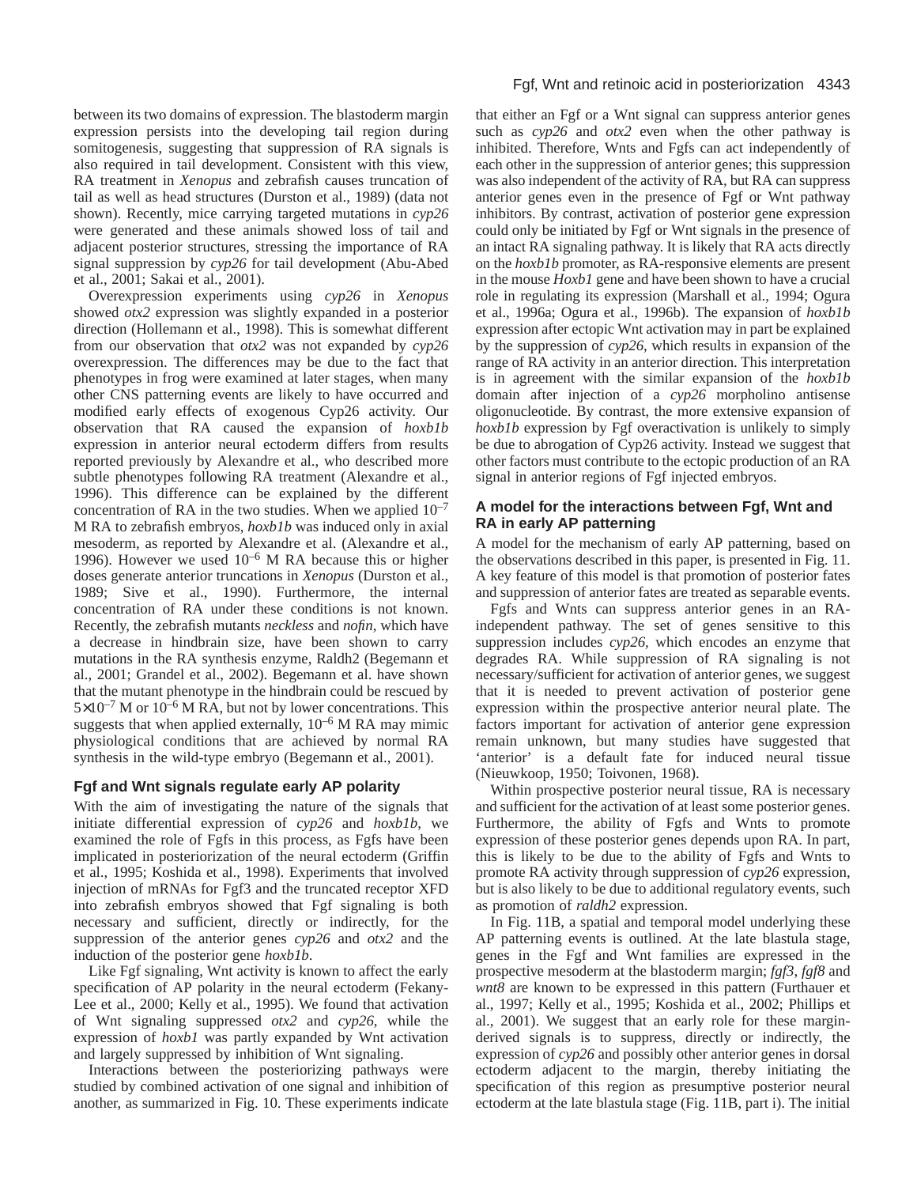between its two domains of expression. The blastoderm margin expression persists into the developing tail region during somitogenesis, suggesting that suppression of RA signals is also required in tail development. Consistent with this view, RA treatment in *Xenopus* and zebrafish causes truncation of tail as well as head structures (Durston et al., 1989) (data not shown). Recently, mice carrying targeted mutations in *cyp26* were generated and these animals showed loss of tail and adjacent posterior structures, stressing the importance of RA signal suppression by *cyp26* for tail development (Abu-Abed et al., 2001; Sakai et al., 2001).

Overexpression experiments using *cyp26* in *Xenopus* showed *otx2* expression was slightly expanded in a posterior direction (Hollemann et al., 1998). This is somewhat different from our observation that *otx2* was not expanded by *cyp26* overexpression. The differences may be due to the fact that phenotypes in frog were examined at later stages, when many other CNS patterning events are likely to have occurred and modified early effects of exogenous Cyp26 activity. Our observation that RA caused the expansion of *hoxb1b* expression in anterior neural ectoderm differs from results reported previously by Alexandre et al., who described more subtle phenotypes following RA treatment (Alexandre et al., 1996). This difference can be explained by the different concentration of RA in the two studies. When we applied $10^{-7}$ M RA to zebrafish embryos, *hoxb1b* was induced only in axial mesoderm, as reported by Alexandre et al. (Alexandre et al., 1996). However we used $10^{-6}$ M RA because this or higher doses generate anterior truncations in *Xenopus* (Durston et al., 1989; Sive et al., 1990). Furthermore, the internal concentration of RA under these conditions is not known. Recently, the zebrafish mutants *neckless* and *nofin*, which have a decrease in hindbrain size, have been shown to carry mutations in the RA synthesis enzyme, Raldh2 (Begemann et al., 2001; Grandel et al., 2002). Begemann et al. have shown that the mutant phenotype in the hindbrain could be rescued by $5\times10^{-7}$ M or $10^{-6}$ M RA, but not by lower concentrations. This suggests that when applied externally, $10^{-6}$ M RA may mimic physiological conditions that are achieved by normal RA synthesis in the wild-type embryo (Begemann et al., 2001).

### Fgf and Wnt signals regulate early AP polarity

With the aim of investigating the nature of the signals that initiate differential expression of *cyp26* and *hoxb1b*, we examined the role of Fgfs in this process, as Fgfs have been implicated in posteriorization of the neural ectoderm (Griffin et al., 1995; Koshida et al., 1998). Experiments that involved injection of mRNAs for Fgf3 and the truncated receptor XFD into zebrafish embryos showed that Fgf signaling is both necessary and sufficient, directly or indirectly, for the suppression of the anterior genes *cyp26* and *otx2* and the induction of the posterior gene *hoxb1b*.

Like Fgf signaling, Wnt activity is known to affect the early specification of AP polarity in the neural ectoderm (Fekany-Lee et al., 2000; Kelly et al., 1995). We found that activation of Wnt signaling suppressed *otx2* and *cyp26*, while the expression of *hoxb1* was partly expanded by Wnt activation and largely suppressed by inhibition of Wnt signaling.

Interactions between the posteriorizing pathways were studied by combined activation of one signal and inhibition of another, as summarized in Fig. 10. These experiments indicate that either an Fgf or a Wnt signal can suppress anterior genes such as *cyp26* and *otx2* even when the other pathway is inhibited. Therefore, Wnts and Fgfs can act independently of each other in the suppression of anterior genes; this suppression was also independent of the activity of RA, but RA can suppress anterior genes even in the presence of Fgf or Wnt pathway inhibitors. By contrast, activation of posterior gene expression could only be initiated by Fgf or Wnt signals in the presence of an intact RA signaling pathway. It is likely that RA acts directly on the *hoxb1b* promoter, as RA-responsive elements are present in the mouse *Hoxb1* gene and have been shown to have a crucial role in regulating its expression (Marshall et al., 1994; Ogura et al., 1996a; Ogura et al., 1996b). The expansion of *hoxb1b* expression after ectopic Wnt activation may in part be explained by the suppression of *cyp26*, which results in expansion of the range of RA activity in an anterior direction. This interpretation is in agreement with the similar expansion of the *hoxb1b* domain after injection of a *cyp26* morpholino antisense oligonucleotide. By contrast, the more extensive expansion of *hoxb1b* expression by Fgf overactivation is unlikely to simply be due to abrogation of Cyp26 activity. Instead we suggest that other factors must contribute to the ectopic production of an RA signal in anterior regions of Fgf injected embryos.

### A model for the interactions between Fgf, Wnt and RA in early AP patterning

A model for the mechanism of early AP patterning, based on the observations described in this paper, is presented in Fig. 11. A key feature of this model is that promotion of posterior fates and suppression of anterior fates are treated as separable events.

Fgfs and Wnts can suppress anterior genes in an RA-independent pathway. The set of genes sensitive to this suppression includes *cyp26*, which encodes an enzyme that degrades RA. While suppression of RA signaling is not necessary/sufficient for activation of anterior genes, we suggest that it is needed to prevent activation of posterior gene expression within the prospective anterior neural plate. The factors important for activation of anterior gene expression remain unknown, but many studies have suggested that 'anterior' is a default fate for induced neural tissue (Nieuwkoop, 1950; Toivonen, 1968).

Within prospective posterior neural tissue, RA is necessary and sufficient for the activation of at least some posterior genes. Furthermore, the ability of Fgfs and Wnts to promote expression of these posterior genes depends upon RA. In part, this is likely to be due to the ability of Fgfs and Wnts to promote RA activity through suppression of *cyp26* expression, but is also likely to be due to additional regulatory events, such as promotion of *raldh2* expression.

In Fig. 11B, a spatial and temporal model underlying these AP patterning events is outlined. At the late blastula stage, genes in the Fgf and Wnt families are expressed in the prospective mesoderm at the blastoderm margin; *fgf3*, *fgf8* and *wnt8* are known to be expressed in this pattern (Furthauer et al., 1997; Kelly et al., 1995; Koshida et al., 2002; Phillips et al., 2001). We suggest that an early role for these margin-derived signals is to suppress, directly or indirectly, the expression of *cyp26* and possibly other anterior genes in dorsal ectoderm adjacent to the margin, thereby initiating the specification of this region as presumptive posterior neural ectoderm at the late blastula stage (Fig. 11B, part i). The initial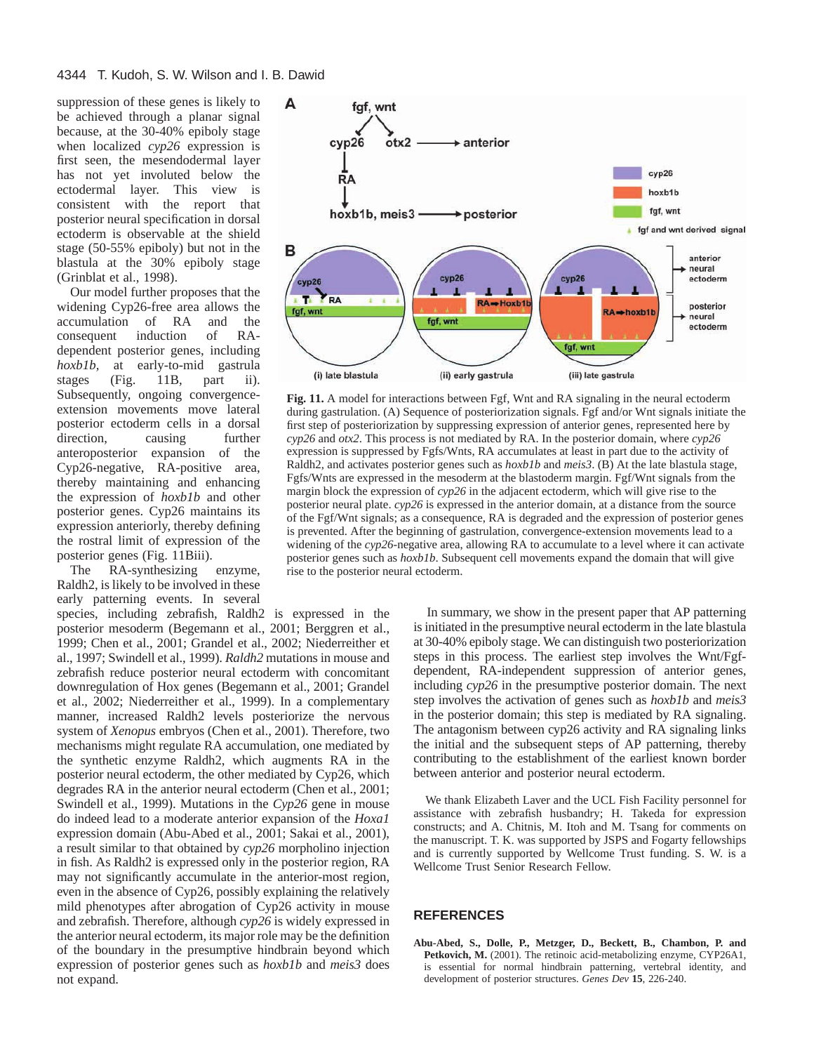suppression of these genes is likely to be achieved through a planar signal because, at the 30-40% epiboly stage when localized *cyp26* expression is first seen, the mesendodermal layer has not yet involuted below the ectodermal layer. This view is consistent with the report that posterior neural specification in dorsal ectoderm is observable at the shield stage (50-55% epiboly) but not in the blastula at the 30% epiboly stage (Grinblat et al., 1998).

Our model further proposes that the widening Cyp26-free area allows the accumulation of RA and the consequent induction of RA-dependent posterior genes, including *hoxb1b*, at early-to-mid gastrula stages (Fig. 11B, part ii). Subsequently, ongoing convergence-extension movements move lateral posterior ectoderm cells in a dorsal direction, causing further anteroposterior expansion of the Cyp26-negative, RA-positive area, thereby maintaining and enhancing the expression of *hoxb1b* and other posterior genes. Cyp26 maintains its expression anteriorly, thereby defining the rostral limit of expression of the posterior genes (Fig. 11Biii).

The RA-synthesizing enzyme, Raldh2, is likely to be involved in these early patterning events. In several species, including zebrafish, Raldh2 is expressed in the posterior mesoderm (Begemann et al., 2001; Berggren et al., 1999; Chen et al., 2001; Grandel et al., 2002; Niederreither et al., 1997; Swindell et al., 1999). *Raldh2* mutations in mouse and zebrafish reduce posterior neural specification with concomitant downregulation of Hox genes (Begemann et al., 2001; Grandel et al., 2002; Niederreither et al., 1999). In a complementary manner, increased Raldh2 levels posteriorize the nervous system of *Xenopus* embryos (Chen et al., 2001). Therefore, two mechanisms might regulate RA accumulation, one mediated by the synthetic enzyme Raldh2, which augments RA in the posterior neural ectoderm, the other mediated by Cyp26, which degrades RA in the anterior neural ectoderm (Chen et al., 2001; Swindell et al., 1999). Mutations in the *Cyp26* gene in mouse do indeed lead to a moderate anterior expansion of the *Hoxa1* expression domain (Abu-Abed et al., 2001; Sakai et al., 2001), a result similar to that obtained by *cyp26* morpholino injection in fish. As Raldh2 is expressed only in the posterior region, RA may not significantly accumulate in the anterior-most region, even in the absence of Cyp26, possibly explaining the relatively mild phenotypes after abrogation of Cyp26 activity in mouse and zebrafish. Therefore, although *cyp26* is widely expressed in the anterior neural ectoderm, its major role may be the definition of the boundary in the presumptive hindbrain beyond which expression of posterior genes such as *hoxb1b* and *meis3* does not expand.

**Fig. 11.** A model for interactions between Fgf, Wnt and RA signaling in the neural ectoderm during gastrulation. (A) Sequence of posteriorization signals. Fgf and/or Wnt signals initiate the first step of posteriorization by suppressing expression of anterior genes, represented here by *cyp26* and *otx2*. This process is not mediated by RA. In the posterior domain, where *cyp26* expression is suppressed by Fgfs/Wnts, RA accumulates at least in part due to the activity of Raldh2, and activates posterior genes such as *hoxb1b* and *meis3*. (B) At the late blastula stage, Fgfs/Wnts are expressed in the mesoderm at the blastoderm margin. Fgf/Wnt signals from the margin block the expression of *cyp26* in the adjacent ectoderm, which will give rise to the posterior neural plate. *cyp26* is expressed in the anterior domain, at a distance from the source of the Fgf/Wnt signals; as a consequence, RA is degraded and the expression of posterior genes is prevented. After the beginning of gastrulation, convergence-extension movements lead to a widening of the *cyp26*-negative area, allowing RA to accumulate to a level where it can activate posterior genes such as *hoxb1b*. Subsequent cell movements expand the domain that will give rise to the posterior neural ectoderm.

In summary, we show in the present paper that AP patterning is initiated in the presumptive neural ectoderm in the late blastula at 30-40% epiboly stage. We can distinguish two posteriorization steps in this process. The earliest step involves the Wnt/Fgf-dependent, RA-independent suppression of anterior genes, including *cyp26* in the presumptive posterior domain. The next step involves the activation of genes such as *hoxb1b* and *meis3* in the posterior domain; this step is mediated by RA signaling. The antagonism between cyp26 activity and RA signaling links the initial and the subsequent steps of AP patterning, thereby contributing to the establishment of the earliest known border between anterior and posterior neural ectoderm.

We thank Elizabeth Laver and the UCL Fish Facility personnel for assistance with zebrafish husbandry; H. Takeda for expression constructs; and A. Chitnis, M. Itoh and M. Tsang for comments on the manuscript. T. K. was supported by JSPS and Fogarty fellowships and is currently supported by Wellcome Trust funding. S. W. is a Wellcome Trust Senior Research Fellow.

## REFERENCES

**Abu-Abed, S., Dolle, P., Metzger, D., Beckett, B., Chambon, P. and Petkovich, M.** (2001). The retinoic acid-metabolizing enzyme, CYP26A1, is essential for normal hindbrain patterning, vertebral identity, and development of posterior structures. *Genes Dev* **15**, 226-240.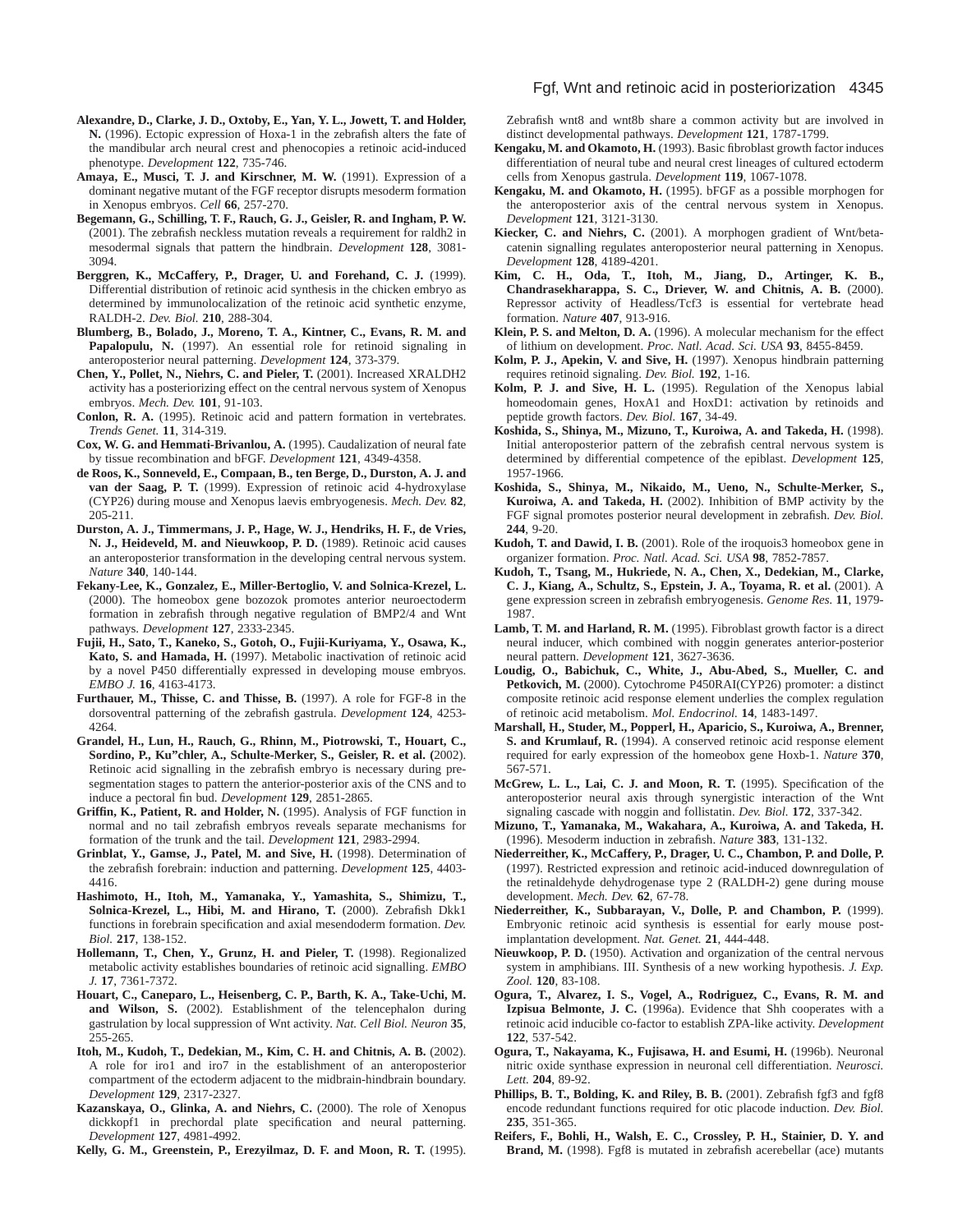**Alexandre, D., Clarke, J. D., Oxtoby, E., Yan, Y. L., Jowett, T. and Holder, N.** (1996). Ectopic expression of Hoxa-1 in the zebrafish alters the fate of the mandibular arch neural crest and phenocopies a retinoic acid-induced phenotype. *Development* **122**, 735-746.

**Amaya, E., Musci, T. J. and Kirschner, M. W.** (1991). Expression of a dominant negative mutant of the FGF receptor disrupts mesoderm formation in Xenopus embryos. *Cell* **66**, 257-270.

**Begemann, G., Schilling, T. F., Rauch, G. J., Geisler, R. and Ingham, P. W.** (2001). The zebrafish neckless mutation reveals a requirement for raldh2 in mesodermal signals that pattern the hindbrain. *Development* **128**, 3081-3094.

**Berggren, K., McCaffery, P., Drager, U. and Forehand, C. J.** (1999). Differential distribution of retinoic acid synthesis in the chicken embryo as determined by immunolocalization of the retinoic acid synthetic enzyme, RALDH-2. *Dev. Biol.* **210**, 288-304.

**Blumberg, B., Bolado, J., Moreno, T. A., Kintner, C., Evans, R. M. and Papalopulu, N.** (1997). An essential role for retinoid signaling in anteroposterior neural patterning. *Development* **124**, 373-379.

**Chen, Y., Pollet, N., Niehrs, C. and Pieler, T.** (2001). Increased XRALDH2 activity has a posteriorizing effect on the central nervous system of Xenopus embryos. *Mech. Dev.* **101**, 91-103.

**Conlon, R. A.** (1995). Retinoic acid and pattern formation in vertebrates. *Trends Genet.* **11**, 314-319.

**Cox, W. G. and Hemmati-Brivanlou, A.** (1995). Caudalization of neural fate by tissue recombination and bFGF. *Development* **121**, 4349-4358.

**de Roos, K., Sonneveld, E., Compaan, B., ten Berge, D., Durston, A. J. and van der Saag, P. T.** (1999). Expression of retinoic acid 4-hydroxylase (CYP26) during mouse and Xenopus laevis embryogenesis. *Mech. Dev.* **82**, 205-211.

**Durston, A. J., Timmermans, J. P., Hage, W. J., Hendriks, H. F., de Vries, N. J., Heideveld, M. and Nieuwkoop, P. D.** (1989). Retinoic acid causes an anteroposterior transformation in the developing central nervous system. *Nature* **340**, 140-144.

**Fekany-Lee, K., Gonzalez, E., Miller-Bertoglio, V. and Solnica-Krezel, L.** (2000). The homeobox gene bozozok promotes anterior neuroectoderm formation in zebrafish through negative regulation of BMP2/4 and Wnt pathways. *Development* **127**, 2333-2345.

**Fujii, H., Sato, T., Kaneko, S., Gotoh, O., Fujii-Kuriyama, Y., Osawa, K., Kato, S. and Hamada, H.** (1997). Metabolic inactivation of retinoic acid by a novel P450 differentially expressed in developing mouse embryos. *EMBO J.* **16**, 4163-4173.

**Furthauer, M., Thisse, C. and Thisse, B.** (1997). A role for FGF-8 in the dorsoventral patterning of the zebrafish gastrula. *Development* **124**, 4253-4264.

**Grandel, H., Lun, H., Rauch, G., Rhinn, M., Piotrowski, T., Houart, C., Sordino, P., Ku"chler, A., Schulte-Merker, S., Geisler, R. et al. (**2002). Retinoic acid signalling in the zebrafish embryo is necessary during pre-segmentation stages to pattern the anterior-posterior axis of the CNS and to induce a pectoral fin bud. *Development* **129**, 2851-2865.

**Griffin, K., Patient, R. and Holder, N.** (1995). Analysis of FGF function in normal and no tail zebrafish embryos reveals separate mechanisms for formation of the trunk and the tail. *Development* **121**, 2983-2994.

**Grinblat, Y., Gamse, J., Patel, M. and Sive, H.** (1998). Determination of the zebrafish forebrain: induction and patterning. *Development* **125**, 4403-4416.

**Hashimoto, H., Itoh, M., Yamanaka, Y., Yamashita, S., Shimizu, T., Solnica-Krezel, L., Hibi, M. and Hirano, T.** (2000). Zebrafish Dkk1 functions in forebrain specification and axial mesendoderm formation. *Dev. Biol.* **217**, 138-152.

**Hollemann, T., Chen, Y., Grunz, H. and Pieler, T.** (1998). Regionalized metabolic activity establishes boundaries of retinoic acid signalling. *EMBO J.* **17**, 7361-7372.

**Houart, C., Caneparo, L., Heisenberg, C. P., Barth, K. A., Take-Uchi, M. and Wilson, S.** (2002). Establishment of the telencephalon during gastrulation by local suppression of Wnt activity. *Nat. Cell Biol. Neuron* **35**, 255-265.

**Itoh, M., Kudoh, T., Dedekian, M., Kim, C. H. and Chitnis, A. B.** (2002). A role for iro1 and iro7 in the establishment of an anteroposterior compartment of the ectoderm adjacent to the midbrain-hindbrain boundary. *Development* **129**, 2317-2327.

**Kazanskaya, O., Glinka, A. and Niehrs, C.** (2000). The role of Xenopus dickkopf1 in prechordal plate specification and neural patterning. *Development* **127**, 4981-4992.

**Kelly, G. M., Greenstein, P., Erezyilmaz, D. F. and Moon, R. T.** (1995). Zebrafish wnt8 and wnt8b share a common activity but are involved in distinct developmental pathways. *Development* **121**, 1787-1799.

**Kengaku, M. and Okamoto, H.** (1993). Basic fibroblast growth factor induces differentiation of neural tube and neural crest lineages of cultured ectoderm cells from Xenopus gastrula. *Development* **119**, 1067-1078.

**Kengaku, M. and Okamoto, H.** (1995). bFGF as a possible morphogen for the anteroposterior axis of the central nervous system in Xenopus. *Development* **121**, 3121-3130.

**Kiecker, C. and Niehrs, C.** (2001). A morphogen gradient of Wnt/beta-catenin signalling regulates anteroposterior neural patterning in Xenopus. *Development* **128**, 4189-4201.

**Kim, C. H., Oda, T., Itoh, M., Jiang, D., Artinger, K. B., Chandrasekharappa, S. C., Driever, W. and Chitnis, A. B.** (2000). Repressor activity of Headless/Tcf3 is essential for vertebrate head formation. *Nature* **407**, 913-916.

**Klein, P. S. and Melton, D. A.** (1996). A molecular mechanism for the effect of lithium on development. *Proc. Natl. Acad. Sci. USA* **93**, 8455-8459.

**Kolm, P. J., Apekin, V. and Sive, H.** (1997). Xenopus hindbrain patterning requires retinoid signaling. *Dev. Biol.* **192**, 1-16.

**Kolm, P. J. and Sive, H. L.** (1995). Regulation of the Xenopus labial homeodomain genes, HoxA1 and HoxD1: activation by retinoids and peptide growth factors. *Dev. Biol.* **167**, 34-49.

**Koshida, S., Shinya, M., Mizuno, T., Kuroiwa, A. and Takeda, H.** (1998). Initial anteroposterior pattern of the zebrafish central nervous system is determined by differential competence of the epiblast. *Development* **125**, 1957-1966.

**Koshida, S., Shinya, M., Nikaido, M., Ueno, N., Schulte-Merker, S., Kuroiwa, A. and Takeda, H.** (2002). Inhibition of BMP activity by the FGF signal promotes posterior neural development in zebrafish. *Dev. Biol.* **244**, 9-20.

**Kudoh, T. and Dawid, I. B.** (2001). Role of the iroquois3 homeobox gene in organizer formation. *Proc. Natl. Acad. Sci. USA* **98**, 7852-7857.

**Kudoh, T., Tsang, M., Hukriede, N. A., Chen, X., Dedekian, M., Clarke, C. J., Kiang, A., Schultz, S., Epstein, J. A., Toyama, R. et al.** (2001). A gene expression screen in zebrafish embryogenesis. *Genome Res.* **11**, 1979-1987.

**Lamb, T. M. and Harland, R. M.** (1995). Fibroblast growth factor is a direct neural inducer, which combined with noggin generates anterior-posterior neural pattern. *Development* **121**, 3627-3636.

**Loudig, O., Babichuk, C., White, J., Abu-Abed, S., Mueller, C. and Petkovich, M.** (2000). Cytochrome P450RAI(CYP26) promoter: a distinct composite retinoic acid response element underlies the complex regulation of retinoic acid metabolism. *Mol. Endocrinol.* **14**, 1483-1497.

**Marshall, H., Studer, M., Popperl, H., Aparicio, S., Kuroiwa, A., Brenner, S. and Krumlauf, R.** (1994). A conserved retinoic acid response element required for early expression of the homeobox gene Hoxb-1. *Nature* **370**, 567-571.

**McGrew, L. L., Lai, C. J. and Moon, R. T.** (1995). Specification of the anteroposterior neural axis through synergistic interaction of the Wnt signaling cascade with noggin and follistatin. *Dev. Biol.* **172**, 337-342.

**Mizuno, T., Yamanaka, M., Wakahara, A., Kuroiwa, A. and Takeda, H.** (1996). Mesoderm induction in zebrafish. *Nature* **383**, 131-132.

**Niederreither, K., McCaffery, P., Drager, U. C., Chambon, P. and Dolle, P.** (1997). Restricted expression and retinoic acid-induced downregulation of the retinaldehyde dehydrogenase type 2 (RALDH-2) gene during mouse development. *Mech. Dev.* **62**, 67-78.

**Niederreither, K., Subbarayan, V., Dolle, P. and Chambon, P.** (1999). Embryonic retinoic acid synthesis is essential for early mouse post-implantation development. *Nat. Genet.* **21**, 444-448.

**Nieuwkoop, P. D.** (1950). Activation and organization of the central nervous system in amphibians. III. Synthesis of a new working hypothesis. *J. Exp. Zool.* **120**, 83-108.

**Ogura, T., Alvarez, I. S., Vogel, A., Rodriguez, C., Evans, R. M. and Izpisua Belmonte, J. C.** (1996a). Evidence that Shh cooperates with a retinoic acid inducible co-factor to establish ZPA-like activity. *Development* **122**, 537-542.

**Ogura, T., Nakayama, K., Fujisawa, H. and Esumi, H.** (1996b). Neuronal nitric oxide synthase expression in neuronal cell differentiation. *Neurosci. Lett.* **204**, 89-92.

**Phillips, B. T., Bolding, K. and Riley, B. B.** (2001). Zebrafish fgf3 and fgf8 encode redundant functions required for otic placode induction. *Dev. Biol.* **235**, 351-365.

**Reifers, F., Bohli, H., Walsh, E. C., Crossley, P. H., Stainier, D. Y. and Brand, M.** (1998). Fgf8 is mutated in zebrafish acerebellar (ace) mutants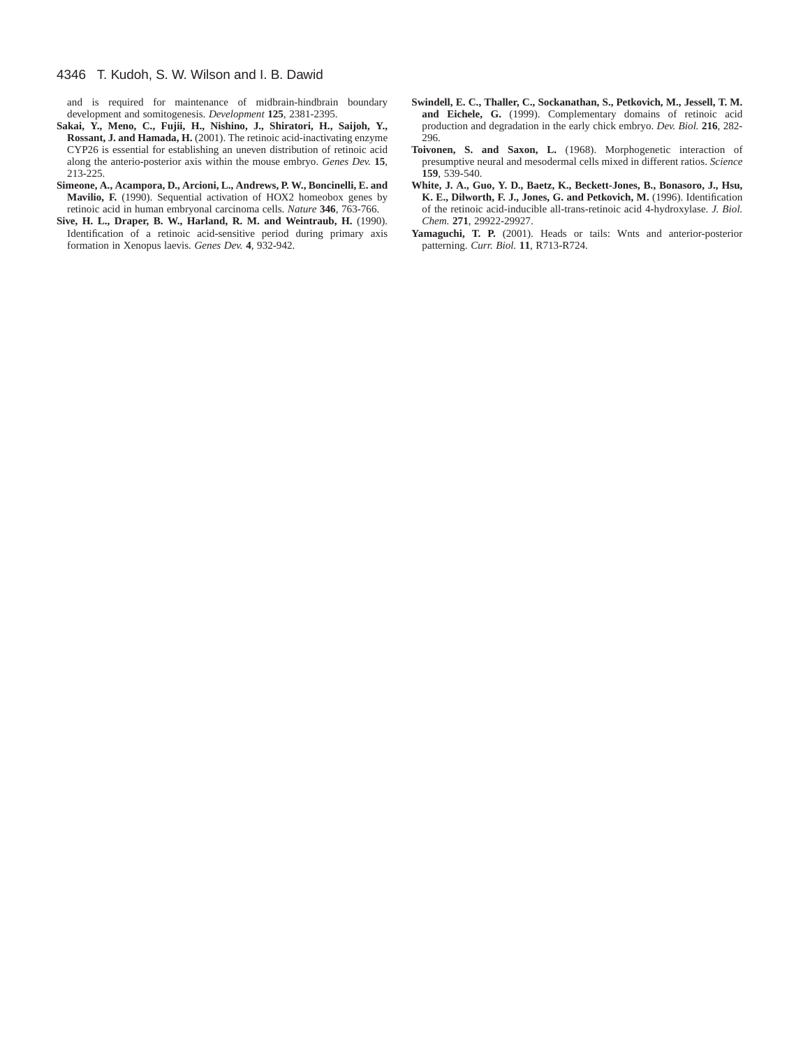and is required for maintenance of midbrain-hindbrain boundary development and somitogenesis. *Development* **125**, 2381-2395.

**Sakai, Y., Meno, C., Fujii, H., Nishino, J., Shiratori, H., Saijoh, Y., Rossant, J. and Hamada, H.** (2001). The retinoic acid-inactivating enzyme CYP26 is essential for establishing an uneven distribution of retinoic acid along the anterio-posterior axis within the mouse embryo. *Genes Dev.* **15**, 213-225.

**Simeone, A., Acampora, D., Arcioni, L., Andrews, P. W., Boncinelli, E. and Mavilio, F.** (1990). Sequential activation of HOX2 homeobox genes by retinoic acid in human embryonal carcinoma cells. *Nature* **346**, 763-766.

**Sive, H. L., Draper, B. W., Harland, R. M. and Weintraub, H.** (1990). Identification of a retinoic acid-sensitive period during primary axis formation in Xenopus laevis. *Genes Dev.* **4**, 932-942.

**Swindell, E. C., Thaller, C., Sockanathan, S., Petkovich, M., Jessell, T. M. and Eichele, G.** (1999). Complementary domains of retinoic acid production and degradation in the early chick embryo. *Dev. Biol.* **216**, 282-296.

**Toivonen, S. and Saxon, L.** (1968). Morphogenetic interaction of presumptive neural and mesodermal cells mixed in different ratios. *Science* **159**, 539-540.

**White, J. A., Guo, Y. D., Baetz, K., Beckett-Jones, B., Bonasoro, J., Hsu, K. E., Dilworth, F. J., Jones, G. and Petkovich, M.** (1996). Identification of the retinoic acid-inducible all-trans-retinoic acid 4-hydroxylase. *J. Biol. Chem.* **271**, 29922-29927.

**Yamaguchi, T. P.** (2001). Heads or tails: Wnts and anterior-posterior patterning. *Curr. Biol.* **11**, R713-R724.